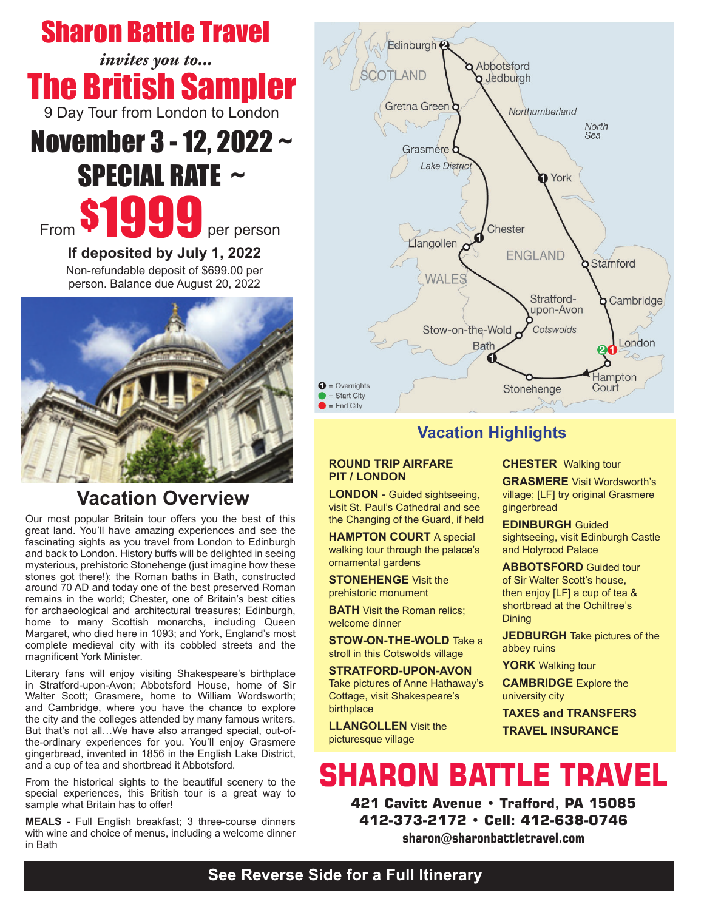# Sharon Battle Travel

*invites you to...*

# The British Sampler

9 Day Tour from London to London

## November 3 - 12, 2022 ~

## SPECIAL RATE ~

From **$1999** per person

**If deposited by July 1, 2022**

Non-refundable deposit of $699.00 per person. Balance due August 20, 2022

## Vacation Overview

Our most popular Britain tour offers you the best of this great land. You'll have amazing experiences and see the fascinating sights as you travel from London to Edinburgh and back to London. History buffs will be delighted in seeing mysterious, prehistoric Stonehenge (just imagine how these stones got there!); the Roman baths in Bath, constructed around 70 AD and today one of the best preserved Roman remains in the world; Chester, one of Britain's best cities for archaeological and architectural treasures; Edinburgh, home to many Scottish monarchs, including Queen Margaret, who died here in 1093; and York, England's most complete medieval city with its cobbled streets and the magnificent York Minister.

Literary fans will enjoy visiting Shakespeare's birthplace in Stratford-upon-Avon; Abbotsford House, home of Sir Walter Scott; Grasmere, home to William Wordsworth; and Cambridge, where you have the chance to explore the city and the colleges attended by many famous writers. But that's not all…We have also arranged special, out-of-the-ordinary experiences for you. You'll enjoy Grasmere gingerbread, invented in 1856 in the English Lake District, and a cup of tea and shortbread it Abbotsford.

From the historical sights to the beautiful scenery to the special experiences, this British tour is a great way to sample what Britain has to offer!

**MEALS** - Full English breakfast; 3 three-course dinners with wine and choice of menus, including a welcome dinner in Bath

## Vacation Highlights

**ROUND TRIP AIRFARE PIT / LONDON**

**LONDON** - Guided sightseeing, visit St. Paul's Cathedral and see the Changing of the Guard, if held

**HAMPTON COURT** A special walking tour through the palace's ornamental gardens

**STONEHENGE** Visit the prehistoric monument

**BATH** Visit the Roman relics; welcome dinner

**STOW-ON-THE-WOLD** Take a stroll in this Cotswolds village

**STRATFORD-UPON-AVON** Take pictures of Anne Hathaway's Cottage, visit Shakespeare's birthplace

**LLANGOLLEN** Visit the picturesque village

**CHESTER** Walking tour

**GRASMERE** Visit Wordsworth's village; [LF] try original Grasmere gingerbread

**EDINBURGH** Guided sightseeing, visit Edinburgh Castle and Holyrood Palace

**ABBOTSFORD** Guided tour of Sir Walter Scott's house, then enjoy [LF] a cup of tea & shortbread at the Ochiltree's Dining

**JEDBURGH** Take pictures of the abbey ruins

**YORK** Walking tour

**CAMBRIDGE** Explore the university city

**TAXES and TRANSFERS**

**TRAVEL INSURANCE**

# SHARON BATTLE TRAVEL

**421 Cavitt Avenue • Trafford, PA 15085**
**412-373-2172 • Cell: 412-638-0746**
**sharon@sharonbattletravel.com**

**See Reverse Side for a Full Itinerary**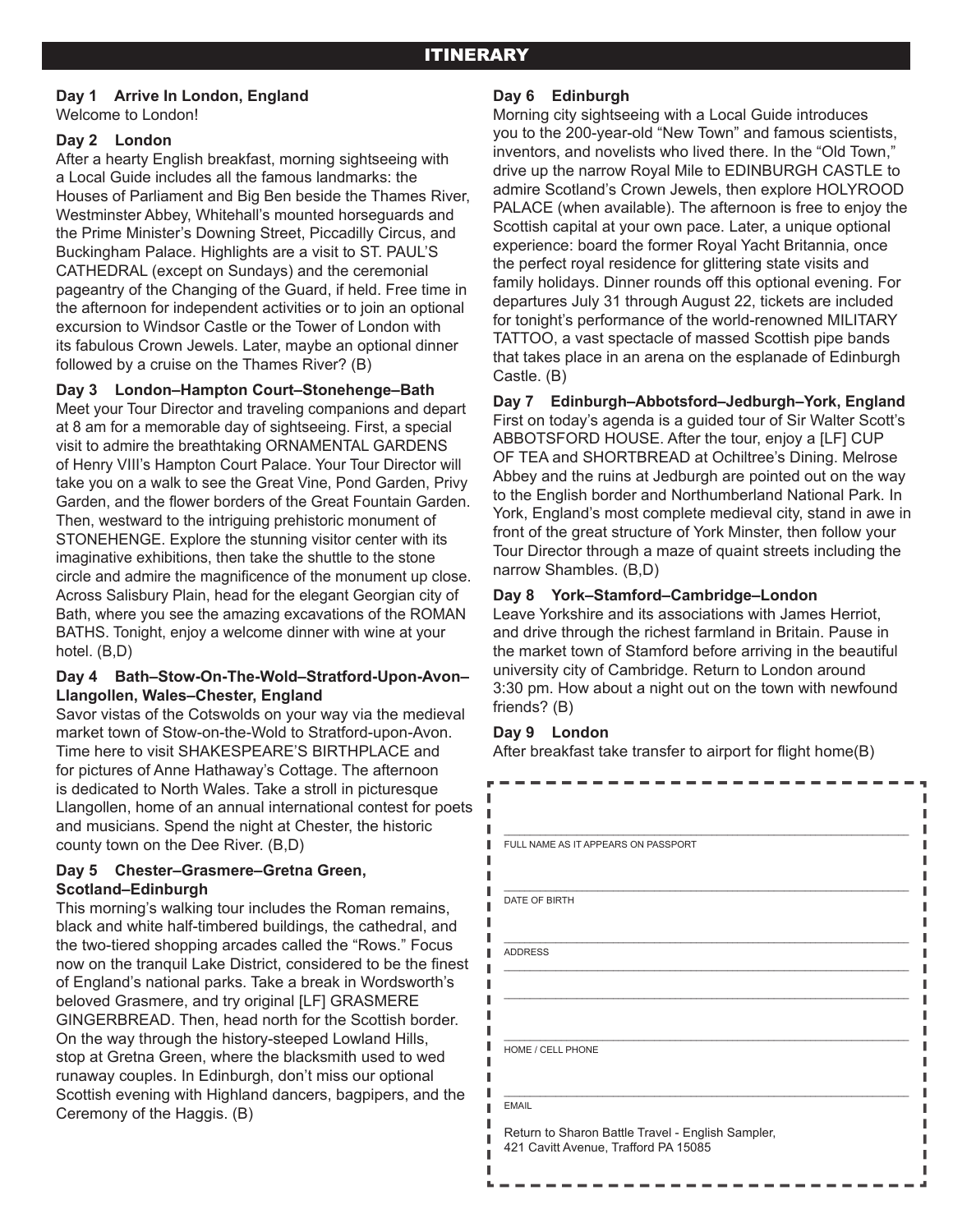# ITINERARY

**Day 1 Arrive In London, England**
Welcome to London!

**Day 2 London**
After a hearty English breakfast, morning sightseeing with a Local Guide includes all the famous landmarks: the Houses of Parliament and Big Ben beside the Thames River, Westminster Abbey, Whitehall's mounted horseguards and the Prime Minister's Downing Street, Piccadilly Circus, and Buckingham Palace. Highlights are a visit to ST. PAUL'S CATHEDRAL (except on Sundays) and the ceremonial pageantry of the Changing of the Guard, if held. Free time in the afternoon for independent activities or to join an optional excursion to Windsor Castle or the Tower of London with its fabulous Crown Jewels. Later, maybe an optional dinner followed by a cruise on the Thames River? (B)

**Day 3 London–Hampton Court–Stonehenge–Bath**
Meet your Tour Director and traveling companions and depart at 8 am for a memorable day of sightseeing. First, a special visit to admire the breathtaking ORNAMENTAL GARDENS of Henry VIII's Hampton Court Palace. Your Tour Director will take you on a walk to see the Great Vine, Pond Garden, Privy Garden, and the flower borders of the Great Fountain Garden. Then, westward to the intriguing prehistoric monument of STONEHENGE. Explore the stunning visitor center with its imaginative exhibitions, then take the shuttle to the stone circle and admire the magnificence of the monument up close. Across Salisbury Plain, head for the elegant Georgian city of Bath, where you see the amazing excavations of the ROMAN BATHS. Tonight, enjoy a welcome dinner with wine at your hotel. (B,D)

**Day 4 Bath–Stow-On-The-Wold–Stratford-Upon-Avon–Llangollen, Wales–Chester, England**
Savor vistas of the Cotswolds on your way via the medieval market town of Stow-on-the-Wold to Stratford-upon-Avon. Time here to visit SHAKESPEARE'S BIRTHPLACE and for pictures of Anne Hathaway's Cottage. The afternoon is dedicated to North Wales. Take a stroll in picturesque Llangollen, home of an annual international contest for poets and musicians. Spend the night at Chester, the historic county town on the Dee River. (B,D)

**Day 5 Chester–Grasmere–Gretna Green, Scotland–Edinburgh**
This morning's walking tour includes the Roman remains, black and white half-timbered buildings, the cathedral, and the two-tiered shopping arcades called the "Rows." Focus now on the tranquil Lake District, considered to be the finest of England's national parks. Take a break in Wordsworth's beloved Grasmere, and try original [LF] GRASMERE GINGERBREAD. Then, head north for the Scottish border. On the way through the history-steeped Lowland Hills, stop at Gretna Green, where the blacksmith used to wed runaway couples. In Edinburgh, don't miss our optional Scottish evening with Highland dancers, bagpipers, and the Ceremony of the Haggis. (B)

**Day 6 Edinburgh**
Morning city sightseeing with a Local Guide introduces you to the 200-year-old "New Town" and famous scientists, inventors, and novelists who lived there. In the "Old Town," drive up the narrow Royal Mile to EDINBURGH CASTLE to admire Scotland's Crown Jewels, then explore HOLYROOD PALACE (when available). The afternoon is free to enjoy the Scottish capital at your own pace. Later, a unique optional experience: board the former Royal Yacht Britannia, once the perfect royal residence for glittering state visits and family holidays. Dinner rounds off this optional evening. For departures July 31 through August 22, tickets are included for tonight's performance of the world-renowned MILITARY TATTOO, a vast spectacle of massed Scottish pipe bands that takes place in an arena on the esplanade of Edinburgh Castle. (B)

**Day 7 Edinburgh–Abbotsford–Jedburgh–York, England**
First on today's agenda is a guided tour of Sir Walter Scott's ABBOTSFORD HOUSE. After the tour, enjoy a [LF] CUP OF TEA and SHORTBREAD at Ochiltree's Dining. Melrose Abbey and the ruins at Jedburgh are pointed out on the way to the English border and Northumberland National Park. In York, England's most complete medieval city, stand in awe in front of the great structure of York Minster, then follow your Tour Director through a maze of quaint streets including the narrow Shambles. (B,D)

**Day 8 York–Stamford–Cambridge–London**
Leave Yorkshire and its associations with James Herriot, and drive through the richest farmland in Britain. Pause in the market town of Stamford before arriving in the beautiful university city of Cambridge. Return to London around 3:30 pm. How about a night out on the town with newfound friends? (B)

**Day 9 London**
After breakfast take transfer to airport for flight home(B)

---

\_\_\_\_\_\_\_\_\_\_\_\_\_\_\_\_\_\_\_\_\_\_\_\_\_\_\_\_\_\_\_\_\_\_\_\_\_\_\_\_
FULL NAME AS IT APPEARS ON PASSPORT

\_\_\_\_\_\_\_\_\_\_\_\_\_\_\_\_\_\_\_\_\_\_\_\_\_\_\_\_\_\_\_\_\_\_\_\_\_\_\_\_
DATE OF BIRTH

\_\_\_\_\_\_\_\_\_\_\_\_\_\_\_\_\_\_\_\_\_\_\_\_\_\_\_\_\_\_\_\_\_\_\_\_\_\_\_\_
ADDRESS

\_\_\_\_\_\_\_\_\_\_\_\_\_\_\_\_\_\_\_\_\_\_\_\_\_\_\_\_\_\_\_\_\_\_\_\_\_\_\_\_

\_\_\_\_\_\_\_\_\_\_\_\_\_\_\_\_\_\_\_\_\_\_\_\_\_\_\_\_\_\_\_\_\_\_\_\_\_\_\_\_

\_\_\_\_\_\_\_\_\_\_\_\_\_\_\_\_\_\_\_\_\_\_\_\_\_\_\_\_\_\_\_\_\_\_\_\_\_\_\_\_
HOME / CELL PHONE

\_\_\_\_\_\_\_\_\_\_\_\_\_\_\_\_\_\_\_\_\_\_\_\_\_\_\_\_\_\_\_\_\_\_\_\_\_\_\_\_
EMAIL

Return to Sharon Battle Travel - English Sampler,
421 Cavitt Avenue, Trafford PA 15085